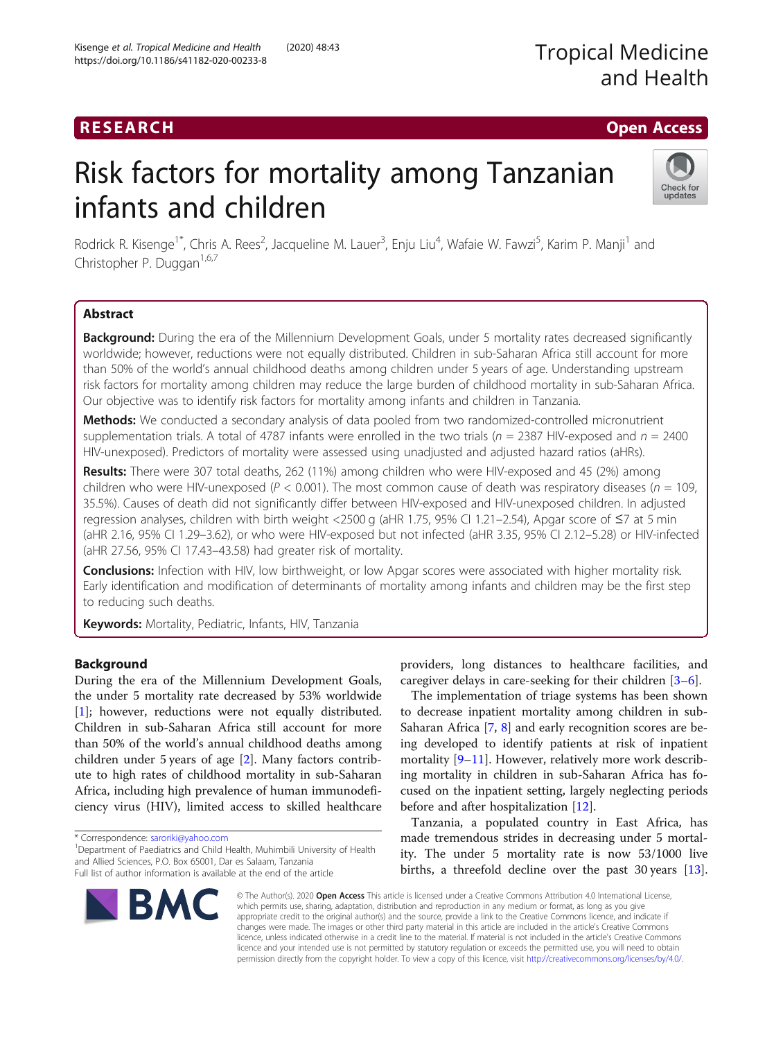# Risk factors for mortality among Tanzanian infants and children

Rodrick R. Kisenge[1*], Chris A. Rees[2], Jacqueline M. Lauer[3], Enju Liu[4], Wafaie W. Fawzi[5], Karim P. Manji[1] and Christopher P. Duggan[1,6,7]

## Abstract

**Background:** During the era of the Millennium Development Goals, under 5 mortality rates decreased significantly worldwide; however, reductions were not equally distributed. Children in sub-Saharan Africa still account for more than 50% of the world's annual childhood deaths among children under 5 years of age. Understanding upstream risk factors for mortality among children may reduce the large burden of childhood mortality in sub-Saharan Africa. Our objective was to identify risk factors for mortality among infants and children in Tanzania.

**Methods:** We conducted a secondary analysis of data pooled from two randomized-controlled micronutrient supplementation trials. A total of 4787 infants were enrolled in the two trials ($n$ = 2387 HIV-exposed and $n$ = 2400 HIV-unexposed). Predictors of mortality were assessed using unadjusted and adjusted hazard ratios (aHRs).

**Results:** There were 307 total deaths, 262 (11%) among children who were HIV-exposed and 45 (2%) among children who were HIV-unexposed ($P < 0.001$). The most common cause of death was respiratory diseases ($n$ = 109, 35.5%). Causes of death did not significantly differ between HIV-exposed and HIV-unexposed children. In adjusted regression analyses, children with birth weight <2500 g (aHR 1.75, 95% CI 1.21–2.54), Apgar score of ≤7 at 5 min (aHR 2.16, 95% CI 1.29–3.62), or who were HIV-exposed but not infected (aHR 3.35, 95% CI 2.12–5.28) or HIV-infected (aHR 27.56, 95% CI 17.43–43.58) had greater risk of mortality.

**Conclusions:** Infection with HIV, low birthweight, or low Apgar scores were associated with higher mortality risk. Early identification and modification of determinants of mortality among infants and children may be the first step to reducing such deaths.

**Keywords:** Mortality, Pediatric, Infants, HIV, Tanzania

## Background

During the era of the Millennium Development Goals, the under 5 mortality rate decreased by 53% worldwide [1]; however, reductions were not equally distributed. Children in sub-Saharan Africa still account for more than 50% of the world's annual childhood deaths among children under 5 years of age [2]. Many factors contribute to high rates of childhood mortality in sub-Saharan Africa, including high prevalence of human immunodeficiency virus (HIV), limited access to skilled healthcare providers, long distances to healthcare facilities, and caregiver delays in care-seeking for their children [3–6].

The implementation of triage systems has been shown to decrease inpatient mortality among children in sub-Saharan Africa [7, 8] and early recognition scores are being developed to identify patients at risk of inpatient mortality [9–11]. However, relatively more work describing mortality in children in sub-Saharan Africa has focused on the inpatient setting, largely neglecting periods before and after hospitalization [12].

Tanzania, a populated country in East Africa, has made tremendous strides in decreasing under 5 mortality. The under 5 mortality rate is now 53/1000 live births, a threefold decline over the past 30 years [13].

\* Correspondence: saroriki@yahoo.com
[1]Department of Paediatrics and Child Health, Muhimbili University of Health and Allied Sciences, P.O. Box 65001, Dar es Salaam, Tanzania
Full list of author information is available at the end of the article

© The Author(s). 2020 **Open Access** This article is licensed under a Creative Commons Attribution 4.0 International License, which permits use, sharing, adaptation, distribution and reproduction in any medium or format, as long as you give appropriate credit to the original author(s) and the source, provide a link to the Creative Commons licence, and indicate if changes were made. The images or other third party material in this article are included in the article's Creative Commons licence, unless indicated otherwise in a credit line to the material. If material is not included in the article's Creative Commons licence and your intended use is not permitted by statutory regulation or exceeds the permitted use, you will need to obtain permission directly from the copyright holder. To view a copy of this licence, visit http://creativecommons.org/licenses/by/4.0/.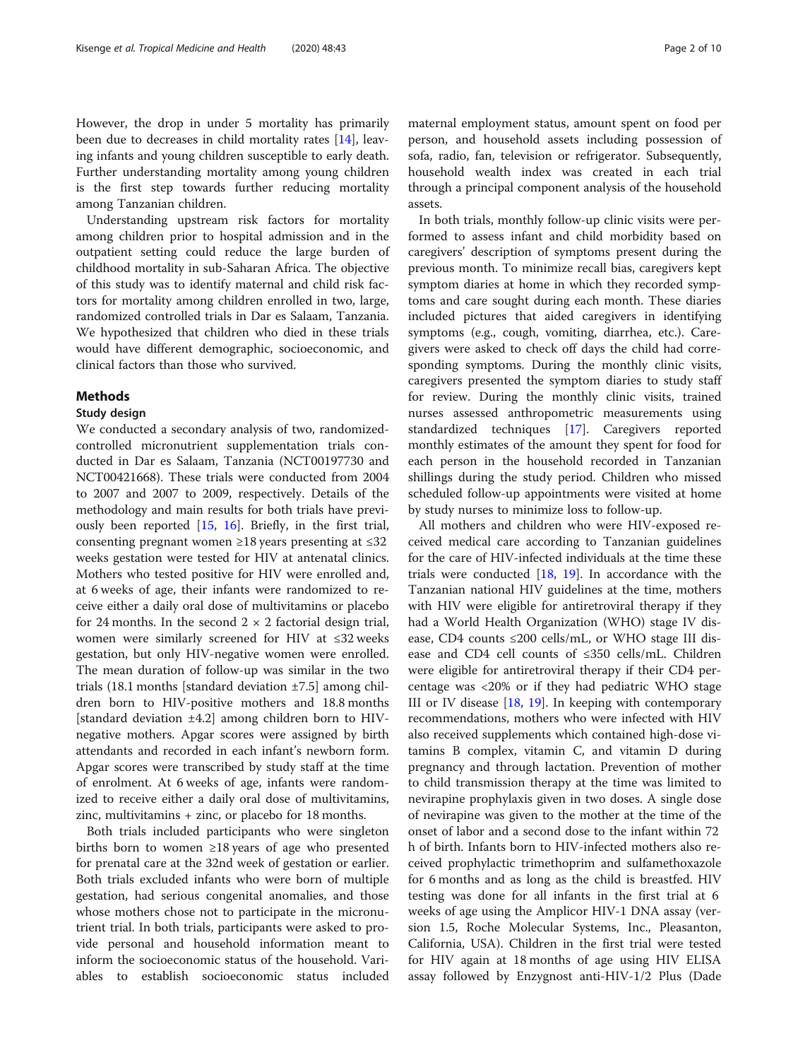However, the drop in under 5 mortality has primarily been due to decreases in child mortality rates [14], leaving infants and young children susceptible to early death. Further understanding mortality among young children is the first step towards further reducing mortality among Tanzanian children.

Understanding upstream risk factors for mortality among children prior to hospital admission and in the outpatient setting could reduce the large burden of childhood mortality in sub-Saharan Africa. The objective of this study was to identify maternal and child risk factors for mortality among children enrolled in two, large, randomized controlled trials in Dar es Salaam, Tanzania. We hypothesized that children who died in these trials would have different demographic, socioeconomic, and clinical factors than those who survived.

## Methods

### Study design

We conducted a secondary analysis of two, randomized-controlled micronutrient supplementation trials conducted in Dar es Salaam, Tanzania (NCT00197730 and NCT00421668). These trials were conducted from 2004 to 2007 and 2007 to 2009, respectively. Details of the methodology and main results for both trials have previously been reported [15, 16]. Briefly, in the first trial, consenting pregnant women ≥18 years presenting at ≤32 weeks gestation were tested for HIV at antenatal clinics. Mothers who tested positive for HIV were enrolled and, at 6 weeks of age, their infants were randomized to receive either a daily oral dose of multivitamins or placebo for 24 months. In the second 2 × 2 factorial design trial, women were similarly screened for HIV at ≤32 weeks gestation, but only HIV-negative women were enrolled. The mean duration of follow-up was similar in the two trials (18.1 months [standard deviation ±7.5] among children born to HIV-positive mothers and 18.8 months [standard deviation ±4.2] among children born to HIV-negative mothers. Apgar scores were assigned by birth attendants and recorded in each infant's newborn form. Apgar scores were transcribed by study staff at the time of enrolment. At 6 weeks of age, infants were randomized to receive either a daily oral dose of multivitamins, zinc, multivitamins + zinc, or placebo for 18 months.

Both trials included participants who were singleton births born to women ≥18 years of age who presented for prenatal care at the 32nd week of gestation or earlier. Both trials excluded infants who were born of multiple gestation, had serious congenital anomalies, and those whose mothers chose not to participate in the micronutrient trial. In both trials, participants were asked to provide personal and household information meant to inform the socioeconomic status of the household. Variables to establish socioeconomic status included maternal employment status, amount spent on food per person, and household assets including possession of sofa, radio, fan, television or refrigerator. Subsequently, household wealth index was created in each trial through a principal component analysis of the household assets.

In both trials, monthly follow-up clinic visits were performed to assess infant and child morbidity based on caregivers' description of symptoms present during the previous month. To minimize recall bias, caregivers kept symptom diaries at home in which they recorded symptoms and care sought during each month. These diaries included pictures that aided caregivers in identifying symptoms (e.g., cough, vomiting, diarrhea, etc.). Caregivers were asked to check off days the child had corresponding symptoms. During the monthly clinic visits, caregivers presented the symptom diaries to study staff for review. During the monthly clinic visits, trained nurses assessed anthropometric measurements using standardized techniques [17]. Caregivers reported monthly estimates of the amount they spent for food for each person in the household recorded in Tanzanian shillings during the study period. Children who missed scheduled follow-up appointments were visited at home by study nurses to minimize loss to follow-up.

All mothers and children who were HIV-exposed received medical care according to Tanzanian guidelines for the care of HIV-infected individuals at the time these trials were conducted [18, 19]. In accordance with the Tanzanian national HIV guidelines at the time, mothers with HIV were eligible for antiretroviral therapy if they had a World Health Organization (WHO) stage IV disease, CD4 counts ≤200 cells/mL, or WHO stage III disease and CD4 cell counts of ≤350 cells/mL. Children were eligible for antiretroviral therapy if their CD4 percentage was <20% or if they had pediatric WHO stage III or IV disease [18, 19]. In keeping with contemporary recommendations, mothers who were infected with HIV also received supplements which contained high-dose vitamins B complex, vitamin C, and vitamin D during pregnancy and through lactation. Prevention of mother to child transmission therapy at the time was limited to nevirapine prophylaxis given in two doses. A single dose of nevirapine was given to the mother at the time of the onset of labor and a second dose to the infant within 72 h of birth. Infants born to HIV-infected mothers also received prophylactic trimethoprim and sulfamethoxazole for 6 months and as long as the child is breastfed. HIV testing was done for all infants in the first trial at 6 weeks of age using the Amplicor HIV-1 DNA assay (version 1.5, Roche Molecular Systems, Inc., Pleasanton, California, USA). Children in the first trial were tested for HIV again at 18 months of age using HIV ELISA assay followed by Enzygnost anti-HIV-1/2 Plus (Dade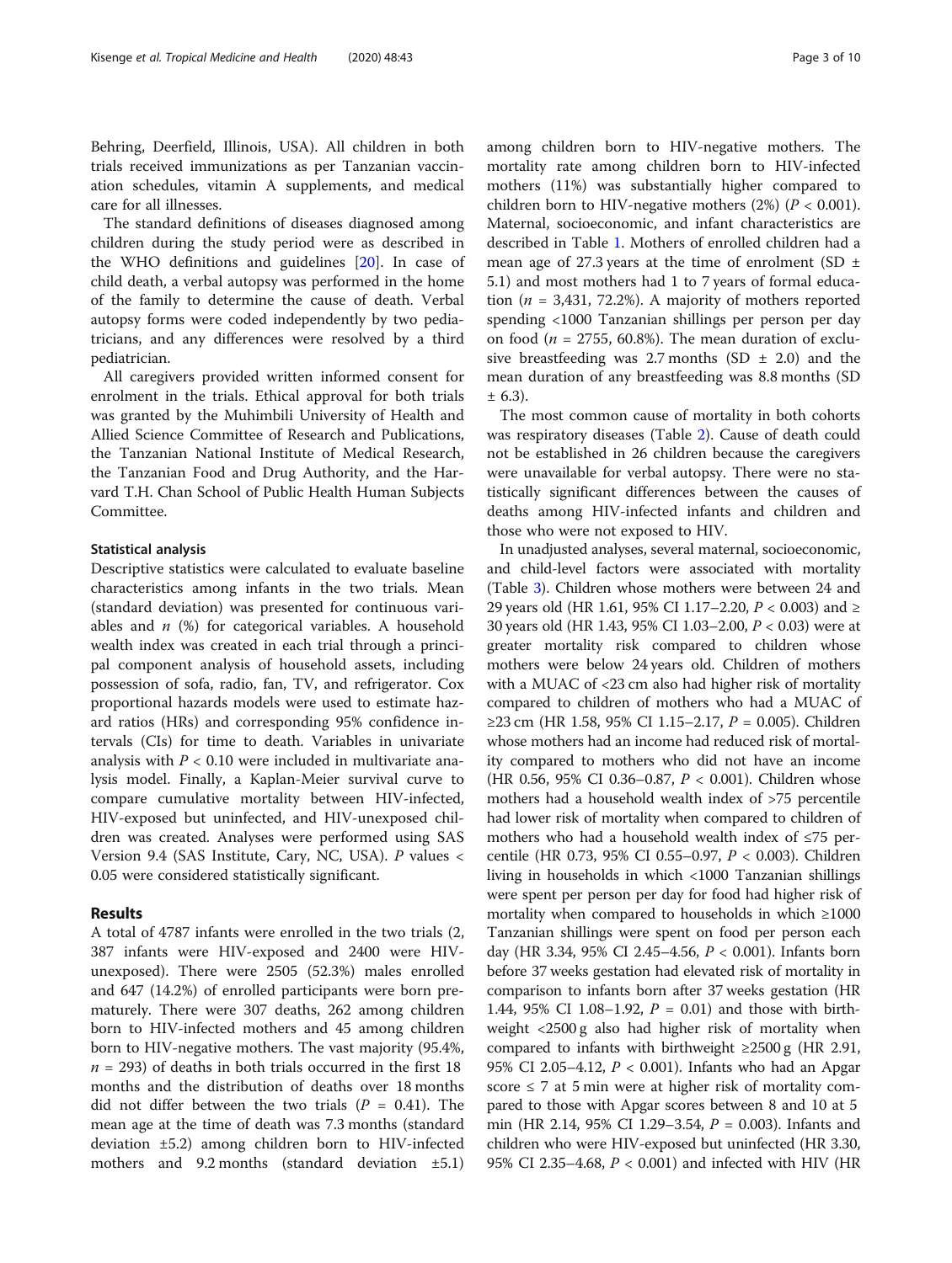Behring, Deerfield, Illinois, USA). All children in both trials received immunizations as per Tanzanian vaccination schedules, vitamin A supplements, and medical care for all illnesses.

The standard definitions of diseases diagnosed among children during the study period were as described in the WHO definitions and guidelines [20]. In case of child death, a verbal autopsy was performed in the home of the family to determine the cause of death. Verbal autopsy forms were coded independently by two pediatricians, and any differences were resolved by a third pediatrician.

All caregivers provided written informed consent for enrolment in the trials. Ethical approval for both trials was granted by the Muhimbili University of Health and Allied Science Committee of Research and Publications, the Tanzanian National Institute of Medical Research, the Tanzanian Food and Drug Authority, and the Harvard T.H. Chan School of Public Health Human Subjects Committee.

### Statistical analysis

Descriptive statistics were calculated to evaluate baseline characteristics among infants in the two trials. Mean (standard deviation) was presented for continuous variables and $n$ (%) for categorical variables. A household wealth index was created in each trial through a principal component analysis of household assets, including possession of sofa, radio, fan, TV, and refrigerator. Cox proportional hazards models were used to estimate hazard ratios (HRs) and corresponding 95% confidence intervals (CIs) for time to death. Variables in univariate analysis with $P < 0.10$ were included in multivariate analysis model. Finally, a Kaplan-Meier survival curve to compare cumulative mortality between HIV-infected, HIV-exposed but uninfected, and HIV-unexposed children was created. Analyses were performed using SAS Version 9.4 (SAS Institute, Cary, NC, USA). $P$ values < 0.05 were considered statistically significant.

## Results

A total of 4787 infants were enrolled in the two trials (2, 387 infants were HIV-exposed and 2400 were HIV-unexposed). There were 2505 (52.3%) males enrolled and 647 (14.2%) of enrolled participants were born prematurely. There were 307 deaths, 262 among children born to HIV-infected mothers and 45 among children born to HIV-negative mothers. The vast majority (95.4%, $n = 293$) of deaths in both trials occurred in the first 18 months and the distribution of deaths over 18 months did not differ between the two trials ($P = 0.41$). The mean age at the time of death was 7.3 months (standard deviation ±5.2) among children born to HIV-infected mothers and 9.2 months (standard deviation ±5.1) among children born to HIV-negative mothers. The mortality rate among children born to HIV-infected mothers (11%) was substantially higher compared to children born to HIV-negative mothers (2%) ($P < 0.001$). Maternal, socioeconomic, and infant characteristics are described in Table 1. Mothers of enrolled children had a mean age of 27.3 years at the time of enrolment (SD ± 5.1) and most mothers had 1 to 7 years of formal education ($n = 3,431$, 72.2%). A majority of mothers reported spending <1000 Tanzanian shillings per person per day on food ($n = 2755$, 60.8%). The mean duration of exclusive breastfeeding was 2.7 months (SD ± 2.0) and the mean duration of any breastfeeding was 8.8 months (SD ± 6.3).

The most common cause of mortality in both cohorts was respiratory diseases (Table 2). Cause of death could not be established in 26 children because the caregivers were unavailable for verbal autopsy. There were no statistically significant differences between the causes of deaths among HIV-infected infants and children and those who were not exposed to HIV.

In unadjusted analyses, several maternal, socioeconomic, and child-level factors were associated with mortality (Table 3). Children whose mothers were between 24 and 29 years old (HR 1.61, 95% CI 1.17–2.20, $P < 0.003$) and ≥ 30 years old (HR 1.43, 95% CI 1.03–2.00, $P < 0.03$) were at greater mortality risk compared to children whose mothers were below 24 years old. Children of mothers with a MUAC of <23 cm also had higher risk of mortality compared to children of mothers who had a MUAC of ≥23 cm (HR 1.58, 95% CI 1.15–2.17, $P = 0.005$). Children whose mothers had an income had reduced risk of mortality compared to mothers who did not have an income (HR 0.56, 95% CI 0.36–0.87, $P < 0.001$). Children whose mothers had a household wealth index of >75 percentile had lower risk of mortality when compared to children of mothers who had a household wealth index of ≤75 percentile (HR 0.73, 95% CI 0.55–0.97, $P < 0.003$). Children living in households in which <1000 Tanzanian shillings were spent per person per day for food had higher risk of mortality when compared to households in which ≥1000 Tanzanian shillings were spent on food per person each day (HR 3.34, 95% CI 2.45–4.56, $P < 0.001$). Infants born before 37 weeks gestation had elevated risk of mortality in comparison to infants born after 37 weeks gestation (HR 1.44, 95% CI 1.08–1.92, $P = 0.01$) and those with birthweight <2500 g also had higher risk of mortality when compared to infants with birthweight ≥2500 g (HR 2.91, 95% CI 2.05–4.12, $P < 0.001$). Infants who had an Apgar score ≤ 7 at 5 min were at higher risk of mortality compared to those with Apgar scores between 8 and 10 at 5 min (HR 2.14, 95% CI 1.29–3.54, $P = 0.003$). Infants and children who were HIV-exposed but uninfected (HR 3.30, 95% CI 2.35–4.68, $P < 0.001$) and infected with HIV (HR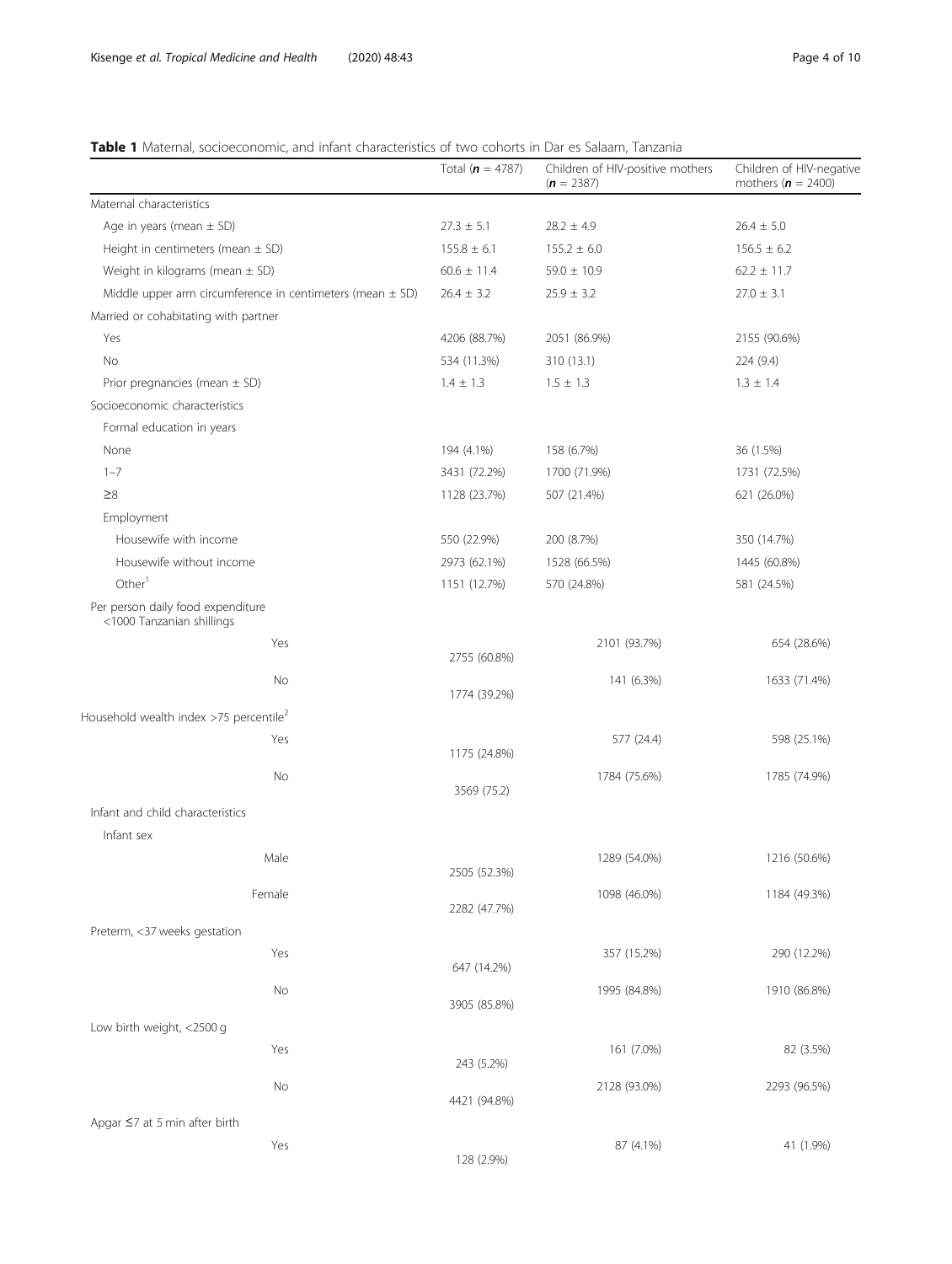**Table 1** Maternal, socioeconomic, and infant characteristics of two cohorts in Dar es Salaam, Tanzania

| | Total (***n*** = 4787) | Children of HIV-positive mothers (***n*** = 2387) | Children of HIV-negative mothers (***n*** = 2400) |
|---|---|---|---|
| Maternal characteristics | | | |
| Age in years (mean ± SD) | 27.3 ± 5.1 | 28.2 ± 4.9 | 26.4 ± 5.0 |
| Height in centimeters (mean ± SD) | 155.8 ± 6.1 | 155.2 ± 6.0 | 156.5 ± 6.2 |
| Weight in kilograms (mean ± SD) | 60.6 ± 11.4 | 59.0 ± 10.9 | 62.2 ± 11.7 |
| Middle upper arm circumference in centimeters (mean ± SD) | 26.4 ± 3.2 | 25.9 ± 3.2 | 27.0 ± 3.1 |
| Married or cohabitating with partner | | | |
| Yes | 4206 (88.7%) | 2051 (86.9%) | 2155 (90.6%) |
| No | 534 (11.3%) | 310 (13.1) | 224 (9.4) |
| Prior pregnancies (mean ± SD) | 1.4 ± 1.3 | 1.5 ± 1.3 | 1.3 ± 1.4 |
| Socioeconomic characteristics | | | |
| Formal education in years | | | |
| None | 194 (4.1%) | 158 (6.7%) | 36 (1.5%) |
| 1–7 | 3431 (72.2%) | 1700 (71.9%) | 1731 (72.5%) |
| ≥8 | 1128 (23.7%) | 507 (21.4%) | 621 (26.0%) |
| Employment | | | |
| Housewife with income | 550 (22.9%) | 200 (8.7%) | 350 (14.7%) |
| Housewife without income | 2973 (62.1%) | 1528 (66.5%) | 1445 (60.8%) |
| Other[1] | 1151 (12.7%) | 570 (24.8%) | 581 (24.5%) |
| Per person daily food expenditure <1000 Tanzanian shillings | | | |
| Yes | 2755 (60.8%) | 2101 (93.7%) | 654 (28.6%) |
| No | 1774 (39.2%) | 141 (6.3%) | 1633 (71.4%) |
| Household wealth index >75 percentile[2] | | | |
| Yes | 1175 (24.8%) | 577 (24.4) | 598 (25.1%) |
| No | 3569 (75.2) | 1784 (75.6%) | 1785 (74.9%) |
| Infant and child characteristics | | | |
| Infant sex | | | |
| Male | 2505 (52.3%) | 1289 (54.0%) | 1216 (50.6%) |
| Female | 2282 (47.7%) | 1098 (46.0%) | 1184 (49.3%) |
| Preterm, <37 weeks gestation | | | |
| Yes | 647 (14.2%) | 357 (15.2%) | 290 (12.2%) |
| No | 3905 (85.8%) | 1995 (84.8%) | 1910 (86.8%) |
| Low birth weight, <2500 g | | | |
| Yes | 243 (5.2%) | 161 (7.0%) | 82 (3.5%) |
| No | 4421 (94.8%) | 2128 (93.0%) | 2293 (96.5%) |
| Apgar ≤7 at 5 min after birth | | | |
| Yes | 128 (2.9%) | 87 (4.1%) | 41 (1.9%) |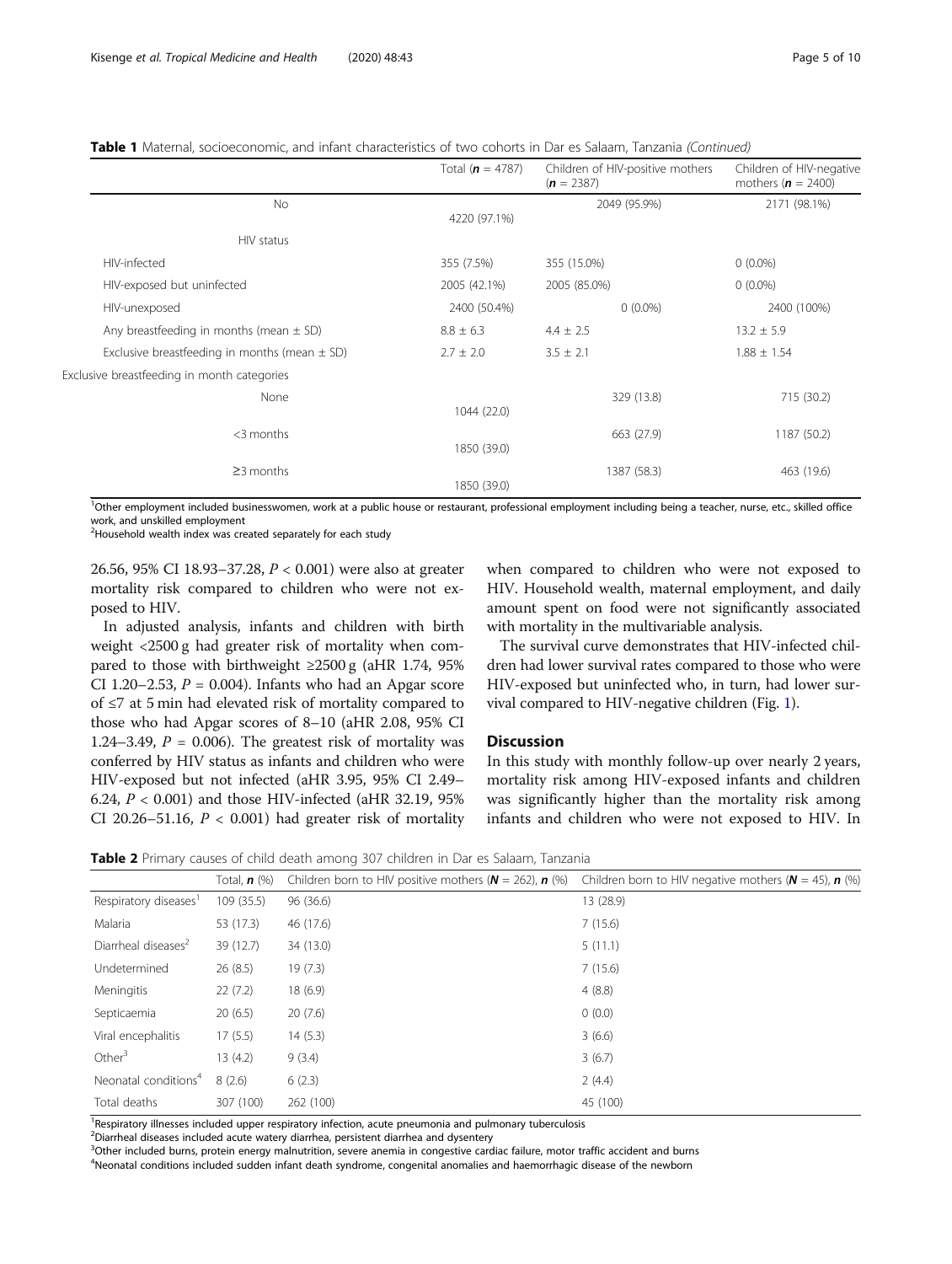**Table 1** Maternal, socioeconomic, and infant characteristics of two cohorts in Dar es Salaam, Tanzania *(Continued)*

| | Total (**n** = 4787) | Children of HIV-positive mothers (**n** = 2387) | Children of HIV-negative mothers (**n** = 2400) |
|---|---|---|---|
| No | 4220 (97.1%) | 2049 (95.9%) | 2171 (98.1%) |
| HIV status | | | |
| HIV-infected | 355 (7.5%) | 355 (15.0%) | 0 (0.0%) |
| HIV-exposed but uninfected | 2005 (42.1%) | 2005 (85.0%) | 0 (0.0%) |
| HIV-unexposed | 2400 (50.4%) | 0 (0.0%) | 2400 (100%) |
| Any breastfeeding in months (mean ± SD) | 8.8 ± 6.3 | 4.4 ± 2.5 | 13.2 ± 5.9 |
| Exclusive breastfeeding in months (mean ± SD) | 2.7 ± 2.0 | 3.5 ± 2.1 | 1.88 ± 1.54 |
| Exclusive breastfeeding in month categories | | | |
| None | 1044 (22.0) | 329 (13.8) | 715 (30.2) |
| <3 months | 1850 (39.0) | 663 (27.9) | 1187 (50.2) |
| ≥3 months | 1850 (39.0) | 1387 (58.3) | 463 (19.6) |

[1]Other employment included businesswomen, work at a public house or restaurant, professional employment including being a teacher, nurse, etc., skilled office work, and unskilled employment

[2]Household wealth index was created separately for each study

26.56, 95% CI 18.93–37.28, $P < 0.001$) were also at greater mortality risk compared to children who were not exposed to HIV.

In adjusted analysis, infants and children with birth weight <2500 g had greater risk of mortality when compared to those with birthweight ≥2500 g (aHR 1.74, 95% CI 1.20–2.53, $P = 0.004$). Infants who had an Apgar score of ≤7 at 5 min had elevated risk of mortality compared to those who had Apgar scores of 8–10 (aHR 2.08, 95% CI 1.24–3.49, $P = 0.006$). The greatest risk of mortality was conferred by HIV status as infants and children who were HIV-exposed but not infected (aHR 3.95, 95% CI 2.49–6.24, $P < 0.001$) and those HIV-infected (aHR 32.19, 95% CI 20.26–51.16, $P < 0.001$) had greater risk of mortality when compared to children who were not exposed to HIV. Household wealth, maternal employment, and daily amount spent on food were not significantly associated with mortality in the multivariable analysis.

The survival curve demonstrates that HIV-infected children had lower survival rates compared to those who were HIV-exposed but uninfected who, in turn, had lower survival compared to HIV-negative children (Fig. 1).

## Discussion

In this study with monthly follow-up over nearly 2 years, mortality risk among HIV-exposed infants and children was significantly higher than the mortality risk among infants and children who were not exposed to HIV. In

**Table 2** Primary causes of child death among 307 children in Dar es Salaam, Tanzania

| | Total, **n** (%) | Children born to HIV positive mothers (**N** = 262), **n** (%) | Children born to HIV negative mothers (**N** = 45), **n** (%) |
|---|---|---|---|
| Respiratory diseases[1] | 109 (35.5) | 96 (36.6) | 13 (28.9) |
| Malaria | 53 (17.3) | 46 (17.6) | 7 (15.6) |
| Diarrheal diseases[2] | 39 (12.7) | 34 (13.0) | 5 (11.1) |
| Undetermined | 26 (8.5) | 19 (7.3) | 7 (15.6) |
| Meningitis | 22 (7.2) | 18 (6.9) | 4 (8.8) |
| Septicaemia | 20 (6.5) | 20 (7.6) | 0 (0.0) |
| Viral encephalitis | 17 (5.5) | 14 (5.3) | 3 (6.6) |
| Other[3] | 13 (4.2) | 9 (3.4) | 3 (6.7) |
| Neonatal conditions[4] | 8 (2.6) | 6 (2.3) | 2 (4.4) |
| Total deaths | 307 (100) | 262 (100) | 45 (100) |

[1]Respiratory illnesses included upper respiratory infection, acute pneumonia and pulmonary tuberculosis

[2]Diarrheal diseases included acute watery diarrhea, persistent diarrhea and dysentery

[3]Other included burns, protein energy malnutrition, severe anemia in congestive cardiac failure, motor traffic accident and burns

[4]Neonatal conditions included sudden infant death syndrome, congenital anomalies and haemorrhagic disease of the newborn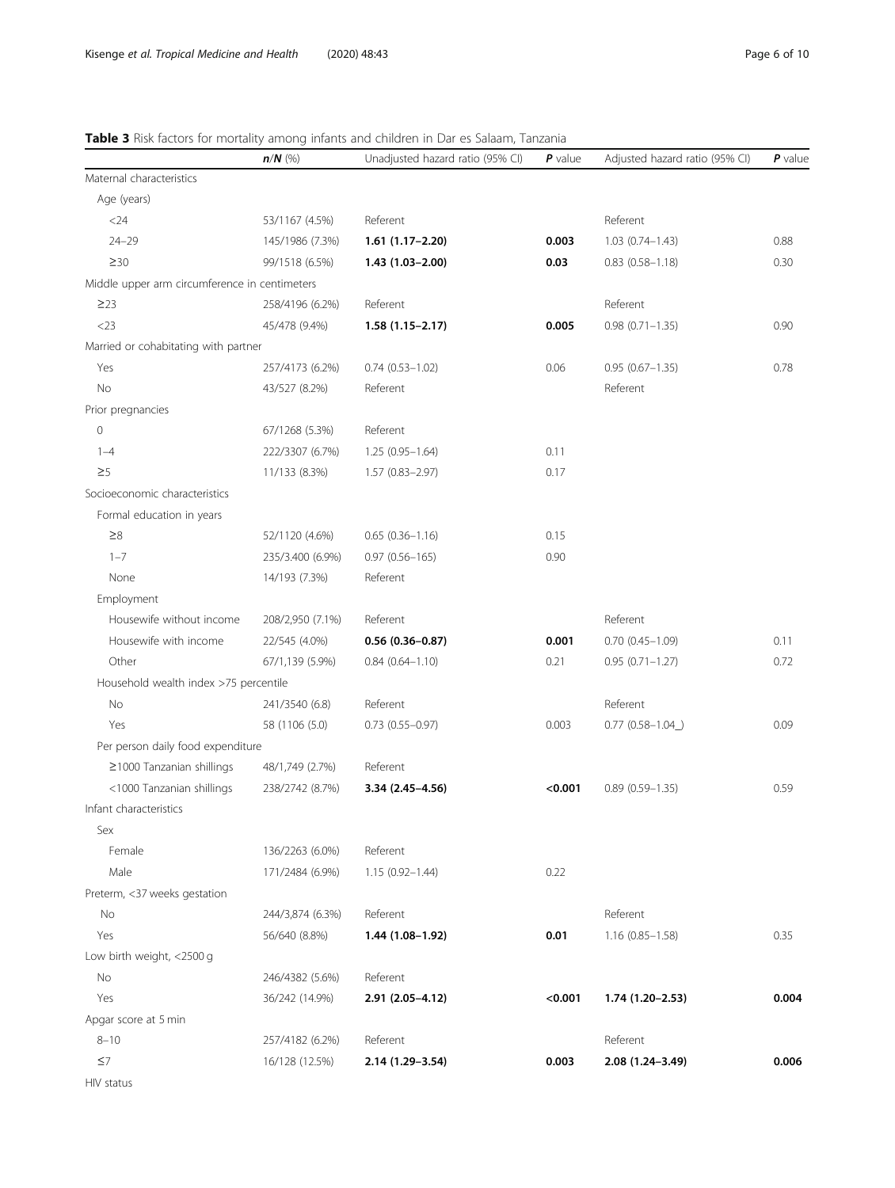**Table 3** Risk factors for mortality among infants and children in Dar es Salaam, Tanzania

| | ***n/N*** (%) | Unadjusted hazard ratio (95% CI) | ***P*** value | Adjusted hazard ratio (95% CI) | ***P*** value |
|---|---|---|---|---|---|
| Maternal characteristics | | | | | |
| Age (years) | | | | | |
| <24 | 53/1167 (4.5%) | Referent | | Referent | |
| 24–29 | 145/1986 (7.3%) | **1.61 (1.17–2.20)** | **0.003** | 1.03 (0.74–1.43) | 0.88 |
| ≥30 | 99/1518 (6.5%) | **1.43 (1.03–2.00)** | **0.03** | 0.83 (0.58–1.18) | 0.30 |
| Middle upper arm circumference in centimeters | | | | | |
| ≥23 | 258/4196 (6.2%) | Referent | | Referent | |
| <23 | 45/478 (9.4%) | **1.58 (1.15–2.17)** | **0.005** | 0.98 (0.71–1.35) | 0.90 |
| Married or cohabitating with partner | | | | | |
| Yes | 257/4173 (6.2%) | 0.74 (0.53–1.02) | 0.06 | 0.95 (0.67–1.35) | 0.78 |
| No | 43/527 (8.2%) | Referent | | Referent | |
| Prior pregnancies | | | | | |
| 0 | 67/1268 (5.3%) | Referent | | | |
| 1–4 | 222/3307 (6.7%) | 1.25 (0.95–1.64) | 0.11 | | |
| ≥5 | 11/133 (8.3%) | 1.57 (0.83–2.97) | 0.17 | | |
| Socioeconomic characteristics | | | | | |
| Formal education in years | | | | | |
| ≥8 | 52/1120 (4.6%) | 0.65 (0.36–1.16) | 0.15 | | |
| 1–7 | 235/3.400 (6.9%) | 0.97 (0.56–165) | 0.90 | | |
| None | 14/193 (7.3%) | Referent | | | |
| Employment | | | | | |
| Housewife without income | 208/2,950 (7.1%) | Referent | | Referent | |
| Housewife with income | 22/545 (4.0%) | **0.56 (0.36–0.87)** | **0.001** | 0.70 (0.45–1.09) | 0.11 |
| Other | 67/1,139 (5.9%) | 0.84 (0.64–1.10) | 0.21 | 0.95 (0.71–1.27) | 0.72 |
| Household wealth index >75 percentile | | | | | |
| No | 241/3540 (6.8) | Referent | | Referent | |
| Yes | 58 (1106 (5.0) | 0.73 (0.55–0.97) | 0.003 | 0.77 (0.58–1.04_) | 0.09 |
| Per person daily food expenditure | | | | | |
| ≥1000 Tanzanian shillings | 48/1,749 (2.7%) | Referent | | Referent | |
| <1000 Tanzanian shillings | 238/2742 (8.7%) | **3.34 (2.45–4.56)** | **<0.001** | 0.89 (0.59–1.35) | 0.59 |
| Infant characteristics | | | | | |
| Sex | | | | | |
| Female | 136/2263 (6.0%) | Referent | | | |
| Male | 171/2484 (6.9%) | 1.15 (0.92–1.44) | 0.22 | | |
| Preterm, <37 weeks gestation | | | | | |
| No | 244/3,874 (6.3%) | Referent | | Referent | |
| Yes | 56/640 (8.8%) | **1.44 (1.08–1.92)** | **0.01** | 1.16 (0.85–1.58) | 0.35 |
| Low birth weight, <2500 g | | | | | |
| No | 246/4382 (5.6%) | Referent | | Referent | |
| Yes | 36/242 (14.9%) | **2.91 (2.05–4.12)** | **<0.001** | **1.74 (1.20–2.53)** | **0.004** |
| Apgar score at 5 min | | | | | |
| 8–10 | 257/4182 (6.2%) | Referent | | Referent | |
| ≤7 | 16/128 (12.5%) | **2.14 (1.29–3.54)** | **0.003** | **2.08 (1.24–3.49)** | **0.006** |
| HIV status | | | | | |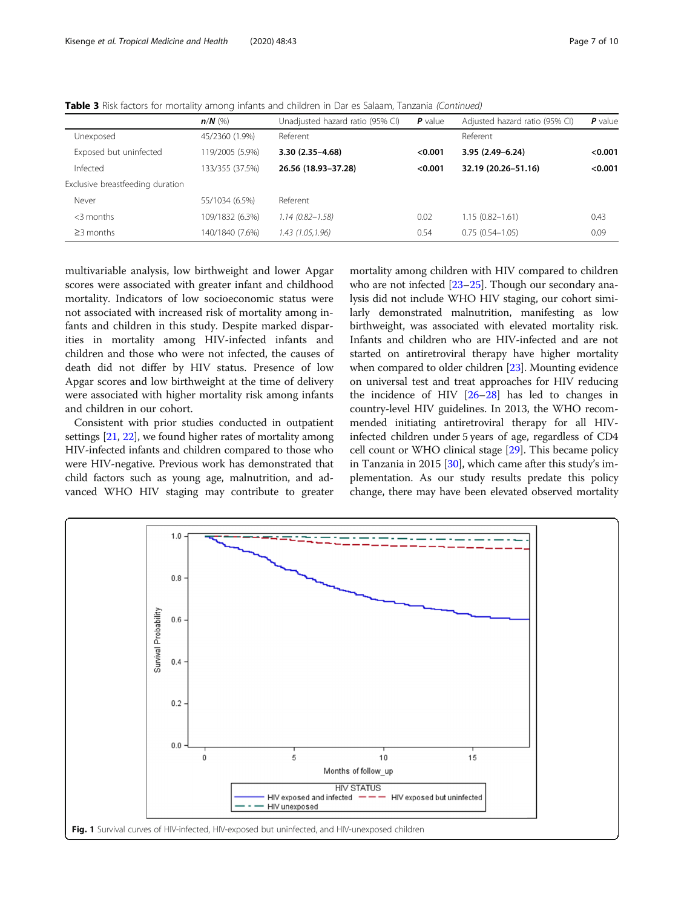**Table 3** Risk factors for mortality among infants and children in Dar es Salaam, Tanzania *(Continued)*

| | ***n/N*** (%) | Unadjusted hazard ratio (95% CI) | ***P*** value | Adjusted hazard ratio (95% CI) | ***P*** value |
|---|---|---|---|---|---|
| Unexposed | 45/2360 (1.9%) | Referent | | Referent | |
| Exposed but uninfected | 119/2005 (5.9%) | **3.30 (2.35–4.68)** | **<0.001** | **3.95 (2.49–6.24)** | **<0.001** |
| Infected | 133/355 (37.5%) | **26.56 (18.93–37.28)** | **<0.001** | **32.19 (20.26–51.16)** | **<0.001** |
| Exclusive breastfeeding duration | | | | | |
| Never | 55/1034 (6.5%) | Referent | | | |
| <3 months | 109/1832 (6.3%) | *1.14 (0.82–1.58)* | 0.02 | 1.15 (0.82–1.61) | 0.43 |
| ≥3 months | 140/1840 (7.6%) | *1.43 (1.05,1.96)* | 0.54 | 0.75 (0.54–1.05) | 0.09 |

multivariable analysis, low birthweight and lower Apgar scores were associated with greater infant and childhood mortality. Indicators of low socioeconomic status were not associated with increased risk of mortality among infants and children in this study. Despite marked disparities in mortality among HIV-infected infants and children and those who were not infected, the causes of death did not differ by HIV status. Presence of low Apgar scores and low birthweight at the time of delivery were associated with higher mortality risk among infants and children in our cohort.

Consistent with prior studies conducted in outpatient settings [21, 22], we found higher rates of mortality among HIV-infected infants and children compared to those who were HIV-negative. Previous work has demonstrated that child factors such as young age, malnutrition, and advanced WHO HIV staging may contribute to greater mortality among children with HIV compared to children who are not infected [23–25]. Though our secondary analysis did not include WHO HIV staging, our cohort similarly demonstrated malnutrition, manifesting as low birthweight, was associated with elevated mortality risk. Infants and children who are HIV-infected and are not started on antiretroviral therapy have higher mortality when compared to older children [23]. Mounting evidence on universal test and treat approaches for HIV reducing the incidence of HIV [26–28] has led to changes in country-level HIV guidelines. In 2013, the WHO recommended initiating antiretroviral therapy for all HIV-infected children under 5 years of age, regardless of CD4 cell count or WHO clinical stage [29]. This became policy in Tanzania in 2015 [30], which came after this study's implementation. As our study results predate this policy change, there may have been elevated observed mortality

**Fig. 1** Survival curves of HIV-infected, HIV-exposed but uninfected, and HIV-unexposed children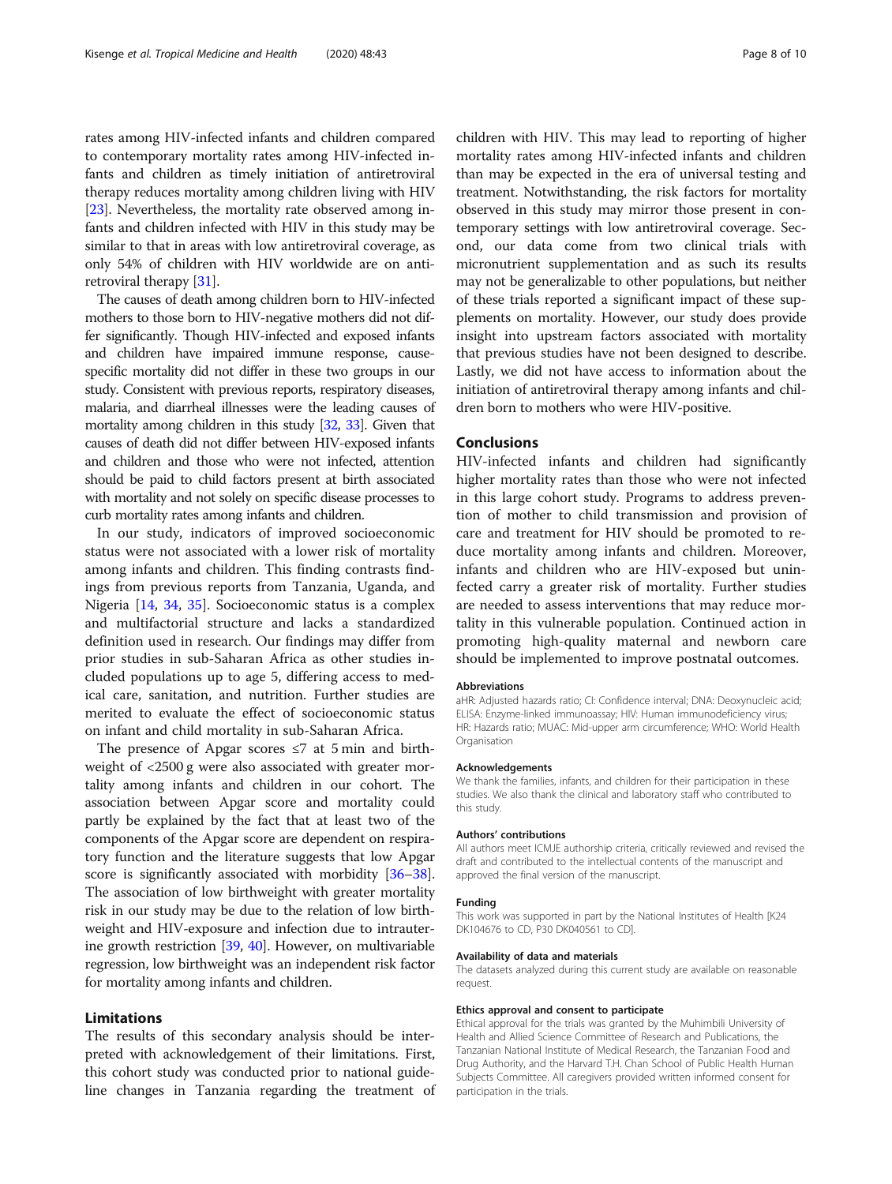rates among HIV-infected infants and children compared to contemporary mortality rates among HIV-infected infants and children as timely initiation of antiretroviral therapy reduces mortality among children living with HIV [23]. Nevertheless, the mortality rate observed among infants and children with HIV in this study may be similar to that in areas with low antiretroviral coverage, as only 54% of children with HIV worldwide are on antiretroviral therapy [31].

The causes of death among children born to HIV-infected mothers to those born to HIV-negative mothers did not differ significantly. Though HIV-infected and exposed infants and children have impaired immune response, cause-specific mortality did not differ in these two groups in our study. Consistent with previous reports, respiratory diseases, malaria, and diarrheal illnesses were the leading causes of mortality among children in this study [32, 33]. Given that causes of death did not differ between HIV-exposed infants and children and those who were not infected, attention should be paid to child factors present at birth associated with mortality and not solely on specific disease processes to curb mortality rates among infants and children.

In our study, indicators of improved socioeconomic status were not associated with a lower risk of mortality among infants and children. This finding contrasts findings from previous reports from Tanzania, Uganda, and Nigeria [14, 34, 35]. Socioeconomic status is a complex and multifactorial structure and lacks a standardized definition used in research. Our findings may differ from prior studies in sub-Saharan Africa as other studies included populations up to age 5, differing access to medical care, sanitation, and nutrition. Further studies are merited to evaluate the effect of socioeconomic status on infant and child mortality in sub-Saharan Africa.

The presence of Apgar scores ≤7 at 5 min and birthweight of <2500 g were also associated with greater mortality among infants and children in our cohort. The association between Apgar score and mortality could partly be explained by the fact that at least two of the components of the Apgar score are dependent on respiratory function and the literature suggests that low Apgar score is significantly associated with morbidity [36–38]. The association of low birthweight with greater mortality risk in our study may be due to the relation of low birthweight and HIV-exposure and infection due to intrauterine growth restriction [39, 40]. However, on multivariable regression, low birthweight was an independent risk factor for mortality among infants and children.

## Limitations

The results of this secondary analysis should be interpreted with acknowledgement of their limitations. First, this cohort study was conducted prior to national guideline changes in Tanzania regarding the treatment of children with HIV. This may lead to reporting of higher mortality rates among HIV-infected infants and children than may be expected in the era of universal testing and treatment. Notwithstanding, the risk factors for mortality observed in this study may mirror those present in contemporary settings with low antiretroviral coverage. Second, our data come from two clinical trials with micronutrient supplementation and as such its results may not be generalizable to other populations, but neither of these trials reported a significant impact of these supplements on mortality. However, our study does provide insight into upstream factors associated with mortality that previous studies have not been designed to describe. Lastly, we did not have access to information about the initiation of antiretroviral therapy among infants and children born to mothers who were HIV-positive.

## Conclusions

HIV-infected infants and children had significantly higher mortality rates than those who were not infected in this large cohort study. Programs to address prevention of mother to child transmission and provision of care and treatment for HIV should be promoted to reduce mortality among infants and children. Moreover, infants and children who are HIV-exposed but uninfected carry a greater risk of mortality. Further studies are needed to assess interventions that may reduce mortality in this vulnerable population. Continued action in promoting high-quality maternal and newborn care should be implemented to improve postnatal outcomes.

#### Abbreviations

aHR: Adjusted hazards ratio; CI: Confidence interval; DNA: Deoxynucleic acid; ELISA: Enzyme-linked immunoassay; HIV: Human immunodeficiency virus; HR: Hazards ratio; MUAC: Mid-upper arm circumference; WHO: World Health Organisation

#### Acknowledgements

We thank the families, infants, and children for their participation in these studies. We also thank the clinical and laboratory staff who contributed to this study.

#### Authors' contributions

All authors meet ICMJE authorship criteria, critically reviewed and revised the draft and contributed to the intellectual contents of the manuscript and approved the final version of the manuscript.

#### Funding

This work was supported in part by the National Institutes of Health [K24 DK104676 to CD, P30 DK040561 to CD].

#### Availability of data and materials

The datasets analyzed during this current study are available on reasonable request.

#### Ethics approval and consent to participate

Ethical approval for the trials was granted by the Muhimbili University of Health and Allied Science Committee of Research and Publications, the Tanzanian National Institute of Medical Research, the Tanzanian Food and Drug Authority, and the Harvard T.H. Chan School of Public Health Human Subjects Committee. All caregivers provided written informed consent for participation in the trials.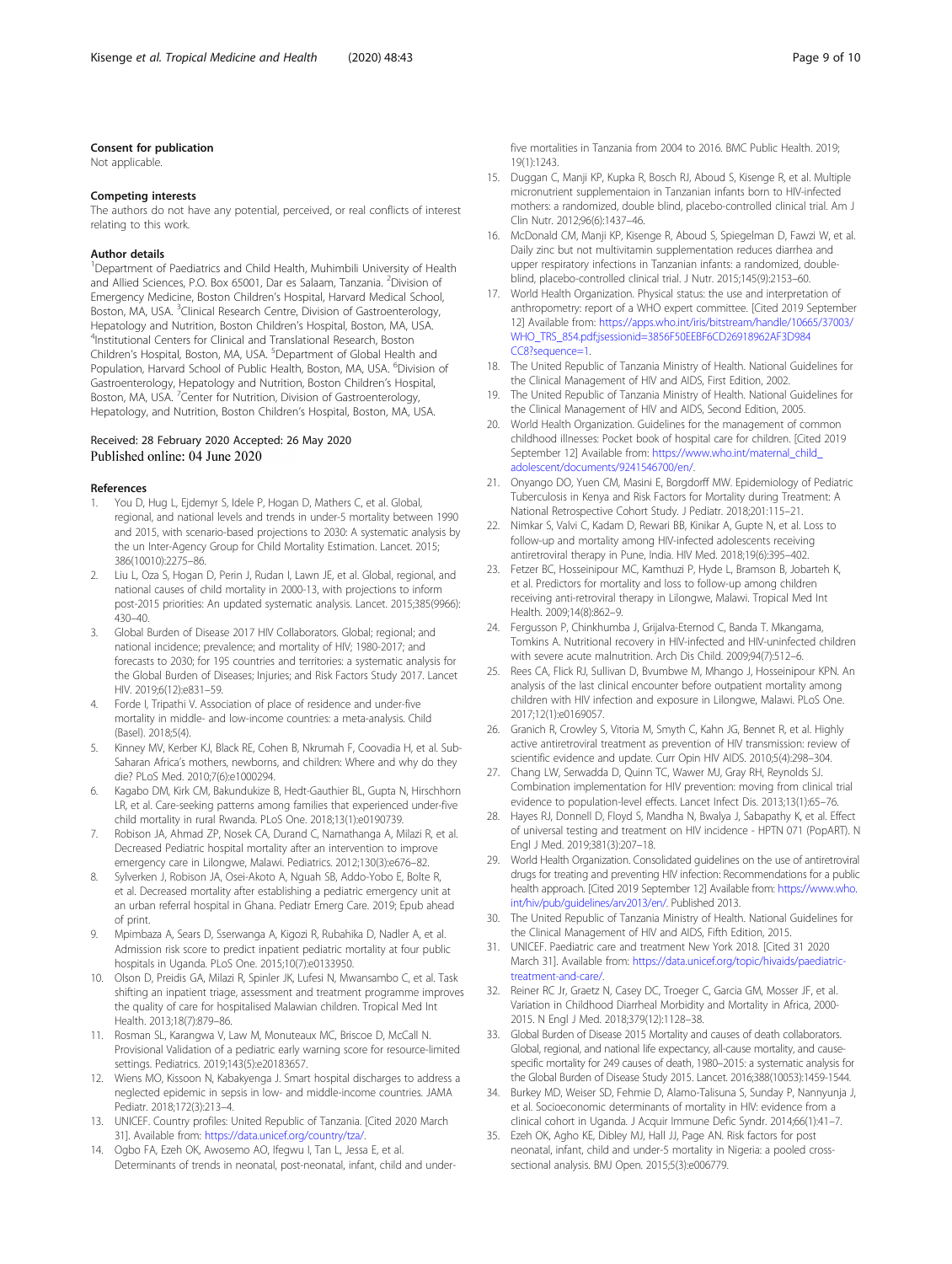### Consent for publication

Not applicable.

### Competing interests

The authors do not have any potential, perceived, or real conflicts of interest relating to this work.

### Author details

[1]Department of Paediatrics and Child Health, Muhimbili University of Health and Allied Sciences, P.O. Box 65001, Dar es Salaam, Tanzania. [2]Division of Emergency Medicine, Boston Children's Hospital, Harvard Medical School, Boston, MA, USA. [3]Clinical Research Centre, Division of Gastroenterology, Hepatology and Nutrition, Boston Children's Hospital, Boston, MA, USA. [4]Institutional Centers for Clinical and Translational Research, Boston Children's Hospital, Boston, MA, USA. [5]Department of Global Health and Population, Harvard School of Public Health, Boston, MA, USA. [6]Division of Gastroenterology, Hepatology and Nutrition, Boston Children's Hospital, Boston, MA, USA. [7]Center for Nutrition, Division of Gastroenterology, Hepatology, and Nutrition, Boston Children's Hospital, Boston, MA, USA.

Received: 28 February 2020 Accepted: 26 May 2020
Published online: 04 June 2020

### References

1. You D, Hug L, Ejdemyr S, Idele P, Hogan D, Mathers C, et al. Global, regional, and national levels and trends in under-5 mortality between 1990 and 2015, with scenario-based projections to 2030: A systematic analysis by the un Inter-Agency Group for Child Mortality Estimation. Lancet. 2015; 386(10010):2275–86.
2. Liu L, Oza S, Hogan D, Perin J, Rudan I, Lawn JE, et al. Global, regional, and national causes of child mortality in 2000-13, with projections to inform post-2015 priorities: An updated systematic analysis. Lancet. 2015;385(9966): 430–40.
3. Global Burden of Disease 2017 HIV Collaborators. Global; regional; and national incidence; prevalence; and mortality of HIV; 1980-2017; and forecasts to 2030; for 195 countries and territories: a systematic analysis for the Global Burden of Diseases; Injuries; and Risk Factors Study 2017. Lancet HIV. 2019;6(12):e831–59.
4. Forde I, Tripathi V. Association of place of residence and under-five mortality in middle- and low-income countries: a meta-analysis. Child (Basel). 2018;5(4).
5. Kinney MV, Kerber KJ, Black RE, Cohen B, Nkrumah F, Coovadia H, et al. Sub-Saharan Africa's mothers, newborns, and children: Where and why do they die? PLoS Med. 2010;7(6):e1000294.
6. Kagabo DM, Kirk CM, Bakundukize B, Hedt-Gauthier BL, Gupta N, Hirschhorn LR, et al. Care-seeking patterns among families that experienced under-five child mortality in rural Rwanda. PLoS One. 2018;13(1):e0190739.
7. Robison JA, Ahmad ZP, Nosek CA, Durand C, Namathanga A, Milazi R, et al. Decreased Pediatric hospital mortality after an intervention to improve emergency care in Lilongwe, Malawi. Pediatrics. 2012;130(3):e676–82.
8. Sylverken J, Robison JA, Osei-Akoto A, Nguah SB, Addo-Yobo E, Bolte R, et al. Decreased mortality after establishing a pediatric emergency unit at an urban referral hospital in Ghana. Pediatr Emerg Care. 2019; Epub ahead of print.
9. Mpimbaza A, Sears D, Sserwanga A, Kigozi R, Rubahika D, Nadler A, et al. Admission risk score to predict inpatient pediatric mortality at four public hospitals in Uganda. PLoS One. 2015;10(7):e0133950.
10. Olson D, Preidis GA, Milazi R, Spinler JK, Lufesi N, Mwansambo C, et al. Task shifting an inpatient triage, assessment and treatment programme improves the quality of care for hospitalised Malawian children. Tropical Med Int Health. 2013;18(7):879–86.
11. Rosman SL, Karangwa V, Law M, Monuteaux MC, Briscoe D, McCall N. Provisional Validation of a pediatric early warning score for resource-limited settings. Pediatrics. 2019;143(5):e20183657.
12. Wiens MO, Kissoon N, Kabakyenga J. Smart hospital discharges to address a neglected epidemic in sepsis in low- and middle-income countries. JAMA Pediatr. 2018;172(3):213–4.
13. UNICEF. Country profiles: United Republic of Tanzania. [Cited 2020 March 31]. Available from: https://data.unicef.org/country/tza/.
14. Ogbo FA, Ezeh OK, Awosemo AO, Ifegwu I, Tan L, Jessa E, et al. Determinants of trends in neonatal, post-neonatal, infant, child and under-five mortalities in Tanzania from 2004 to 2016. BMC Public Health. 2019; 19(1):1243.
15. Duggan C, Manji KP, Kupka R, Bosch RJ, Aboud S, Kisenge R, et al. Multiple micronutrient supplementaion in Tanzanian infants born to HIV-infected mothers: a randomized, double blind, placebo-controlled clinical trial. Am J Clin Nutr. 2012;96(6):1437–46.
16. McDonald CM, Manji KP, Kisenge R, Aboud S, Spiegelman D, Fawzi W, et al. Daily zinc but not multivitamin supplementation reduces diarrhea and upper respiratory infections in Tanzanian infants: a randomized, double-blind, placebo-controlled clinical trial. J Nutr. 2015;145(9):2153–60.
17. World Health Organization. Physical status: the use and interpretation of anthropometry: report of a WHO expert committee. [Cited 2019 September 12] Available from: https://apps.who.int/iris/bitstream/handle/10665/37003/WHO_TRS_854.pdf;jsessionid=3856F50EEBF6CD26918962AF3D984CC8?sequence=1.
18. The United Republic of Tanzania Ministry of Health. National Guidelines for the Clinical Management of HIV and AIDS, First Edition, 2002.
19. The United Republic of Tanzania Ministry of Health. National Guidelines for the Clinical Management of HIV and AIDS, Second Edition, 2005.
20. World Health Organization. Guidelines for the management of common childhood illnesses: Pocket book of hospital care for children. [Cited 2019 September 12] Available from: https://www.who.int/maternal_child_adolescent/documents/9241546700/en/.
21. Onyango DO, Yuen CM, Masini E, Borgdorff MW. Epidemiology of Pediatric Tuberculosis in Kenya and Risk Factors for Mortality during Treatment: A National Retrospective Cohort Study. J Pediatr. 2018;201:115–21.
22. Nimkar S, Valvi C, Kadam D, Rewari BB, Kinikar A, Gupte N, et al. Loss to follow-up and mortality among HIV-infected adolescents receiving antiretroviral therapy in Pune, India. HIV Med. 2018;19(6):395–402.
23. Fetzer BC, Hosseinipour MC, Kamthuzi P, Hyde L, Bramson B, Jobarteh K, et al. Predictors for mortality and loss to follow-up among children receiving anti-retroviral therapy in Lilongwe, Malawi. Tropical Med Int Health. 2009;14(8):862–9.
24. Fergusson P, Chinkhumba J, Grijalva-Eternod C, Banda T. Mkangama, Tomkins A. Nutritional recovery in HIV-infected and HIV-uninfected children with severe acute malnutrition. Arch Dis Child. 2009;94(7):512–6.
25. Rees CA, Flick RJ, Sullivan D, Bvumbwe M, Mhango J, Hosseinipour KPN. An analysis of the last clinical encounter before outpatient mortality among children with HIV infection and exposure in Lilongwe, Malawi. PLoS One. 2017;12(1):e0169057.
26. Granich R, Crowley S, Vitoria M, Smyth C, Kahn JG, Bennet R, et al. Highly active antiretroviral treatment as prevention of HIV transmission: review of scientific evidence and update. Curr Opin HIV AIDS. 2010;5(4):298–304.
27. Chang LW, Serwadda D, Quinn TC, Wawer MJ, Gray RH, Reynolds SJ. Combination implementation for HIV prevention: moving from clinical trial evidence to population-level effects. Lancet Infect Dis. 2013;13(1):65–76.
28. Hayes RJ, Donnell D, Floyd S, Mandha N, Bwalya J, Sabapathy K, et al. Effect of universal testing and treatment on HIV incidence - HPTN 071 (PopART). N Engl J Med. 2019;381(3):207–18.
29. World Health Organization. Consolidated guidelines on the use of antiretroviral drugs for treating and preventing HIV infection: Recommendations for a public health approach. [Cited 2019 September 12] Available from: https://www.who.int/hiv/pub/guidelines/arv2013/en/. Published 2013.
30. The United Republic of Tanzania Ministry of Health. National Guidelines for the Clinical Management of HIV and AIDS, Fifth Edition, 2015.
31. UNICEF. Paediatric care and treatment New York 2018. [Cited 31 2020 March 31]. Available from: https://data.unicef.org/topic/hivaids/paediatric-treatment-and-care/.
32. Reiner RC Jr, Graetz N, Casey DC, Troeger C, Garcia GM, Mosser JF, et al. Variation in Childhood Diarrheal Morbidity and Mortality in Africa, 2000-2015. N Engl J Med. 2018;379(12):1128–38.
33. Global Burden of Disease 2015 Mortality and causes of death collaborators. Global, regional, and national life expectancy, all-cause mortality, and cause-specific mortality for 249 causes of death, 1980–2015: a systematic analysis for the Global Burden of Disease Study 2015. Lancet. 2016;388(10053):1459-1544.
34. Burkey MD, Weiser SD, Fehmie D, Alamo-Talisuna S, Sunday P, Nannyunja J, et al. Socioeconomic determinants of mortality in HIV: evidence from a clinical cohort in Uganda. J Acquir Immune Defic Syndr. 2014;66(1):41–7.
35. Ezeh OK, Agho KE, Dibley MJ, Hall JJ, Page AN. Risk factors for post neonatal, infant, child and under-5 mortality in Nigeria: a pooled cross-sectional analysis. BMJ Open. 2015;5(3):e006779.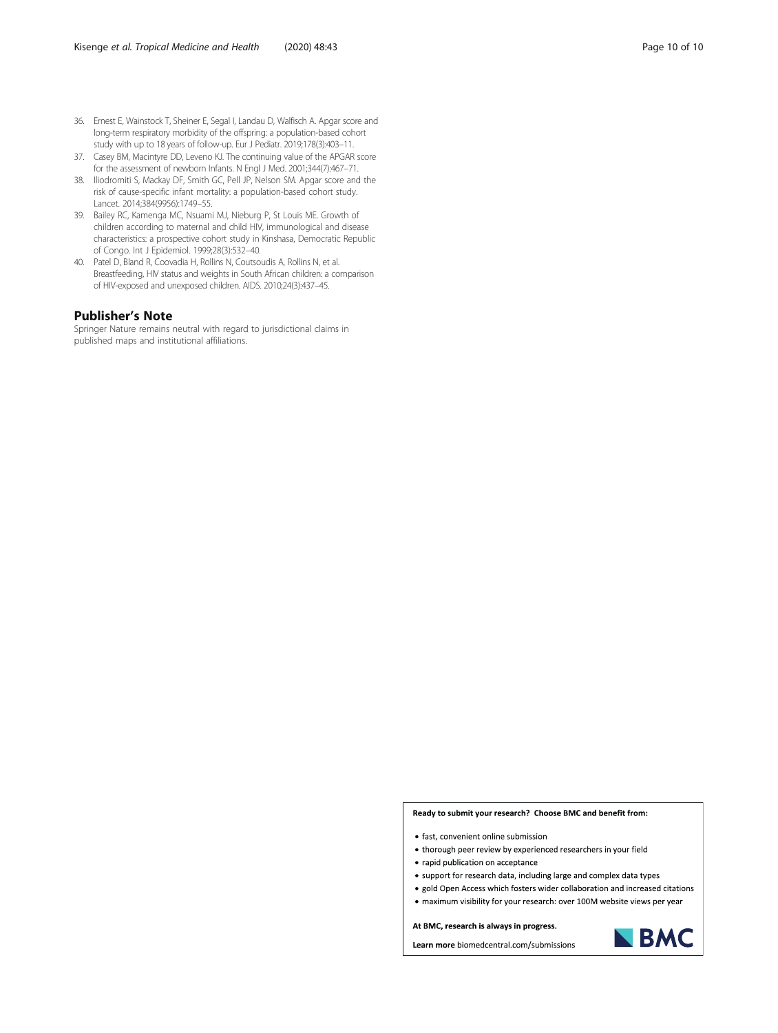36. Ernest E, Wainstock T, Sheiner E, Segal I, Landau D, Walfisch A. Apgar score and long-term respiratory morbidity of the offspring: a population-based cohort study with up to 18 years of follow-up. Eur J Pediatr. 2019;178(3):403–11.
37. Casey BM, Macintyre DD, Leveno KJ. The continuing value of the APGAR score for the assessment of newborn Infants. N Engl J Med. 2001;344(7):467–71.
38. Iliodromiti S, Mackay DF, Smith GC, Pell JP, Nelson SM. Apgar score and the risk of cause-specific infant mortality: a population-based cohort study. Lancet. 2014;384(9956):1749–55.
39. Bailey RC, Kamenga MC, Nsuami MJ, Nieburg P, St Louis ME. Growth of children according to maternal and child HIV, immunological and disease characteristics: a prospective cohort study in Kinshasa, Democratic Republic of Congo. Int J Epidemiol. 1999;28(3):532–40.
40. Patel D, Bland R, Coovadia H, Rollins N, Coutsoudis A, Rollins N, et al. Breastfeeding, HIV status and weights in South African children: a comparison of HIV-exposed and unexposed children. AIDS. 2010;24(3):437–45.

## Publisher's Note

Springer Nature remains neutral with regard to jurisdictional claims in published maps and institutional affiliations.

**Ready to submit your research? Choose BMC and benefit from:**

- fast, convenient online submission
- thorough peer review by experienced researchers in your field
- rapid publication on acceptance
- support for research data, including large and complex data types
- gold Open Access which fosters wider collaboration and increased citations
- maximum visibility for your research: over 100M website views per year

**At BMC, research is always in progress.**

**Learn more** biomedcentral.com/submissions

BMC